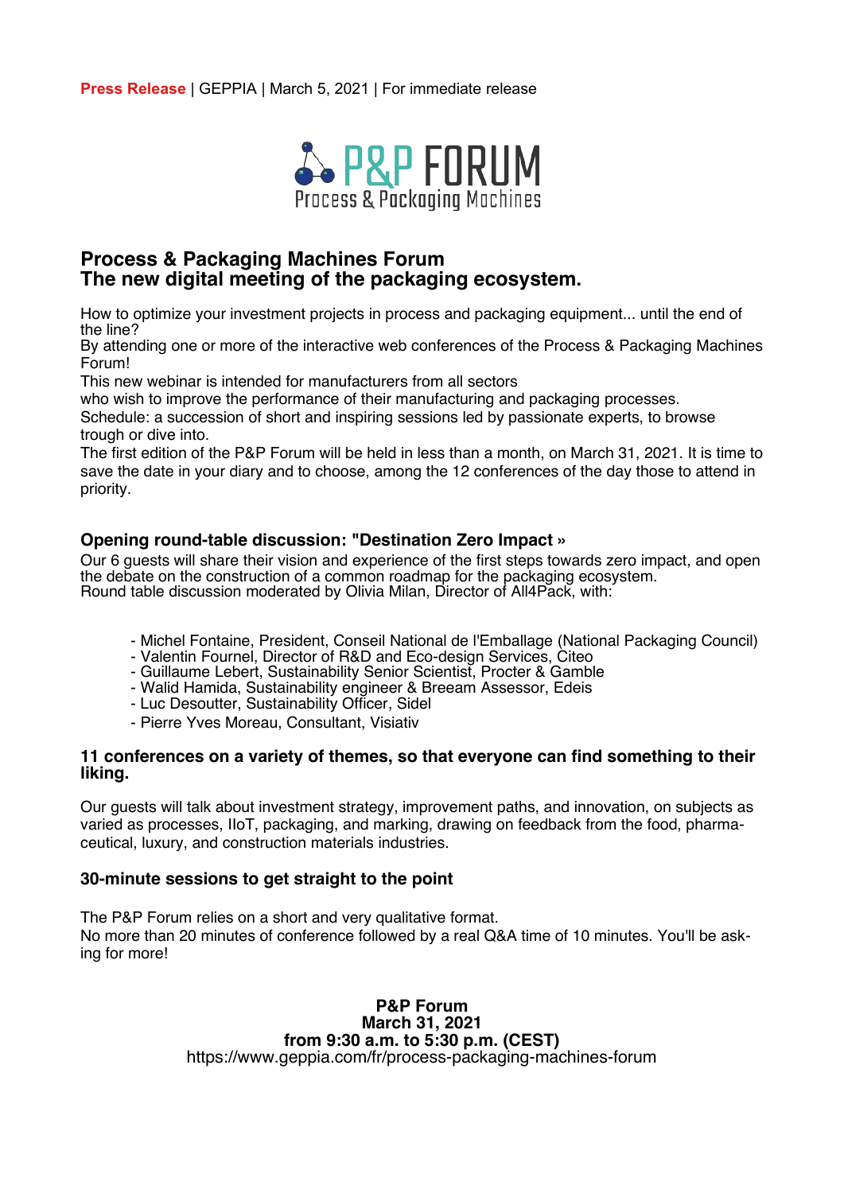**Press Release** | GEPPIA | March 5, 2021 | For immediate release

P&P FORUM
Process & Packaging Machines

## Process & Packaging Machines Forum
## The new digital meeting of the packaging ecosystem.

How to optimize your investment projects in process and packaging equipment... until the end of the line?
By attending one or more of the interactive web conferences of the Process & Packaging Machines Forum!
This new webinar is intended for manufacturers from all sectors
who wish to improve the performance of their manufacturing and packaging processes.
Schedule: a succession of short and inspiring sessions led by passionate experts, to browse trough or dive into.
The first edition of the P&P Forum will be held in less than a month, on March 31, 2021. It is time to save the date in your diary and to choose, among the 12 conferences of the day those to attend in priority.

### Opening round-table discussion: "Destination Zero Impact »

Our 6 guests will share their vision and experience of the first steps towards zero impact, and open the debate on the construction of a common roadmap for the packaging ecosystem.
Round table discussion moderated by Olivia Milan, Director of All4Pack, with:

- Michel Fontaine, President, Conseil National de l'Emballage (National Packaging Council)
- Valentin Fournel, Director of R&D and Eco-design Services, Citeo
- Guillaume Lebert, Sustainability Senior Scientist, Procter & Gamble
- Walid Hamida, Sustainability engineer & Breeam Assessor, Edeis
- Luc Desoutter, Sustainability Officer, Sidel
- Pierre Yves Moreau, Consultant, Visiativ

### 11 conferences on a variety of themes, so that everyone can find something to their liking.

Our guests will talk about investment strategy, improvement paths, and innovation, on subjects as varied as processes, IIoT, packaging, and marking, drawing on feedback from the food, pharmaceutical, luxury, and construction materials industries.

### 30-minute sessions to get straight to the point

The P&P Forum relies on a short and very qualitative format.
No more than 20 minutes of conference followed by a real Q&A time of 10 minutes. You'll be asking for more!

**P&P Forum**
**March 31, 2021**
**from 9:30 a.m. to 5:30 p.m. (CEST)**
https://www.geppia.com/fr/process-packaging-machines-forum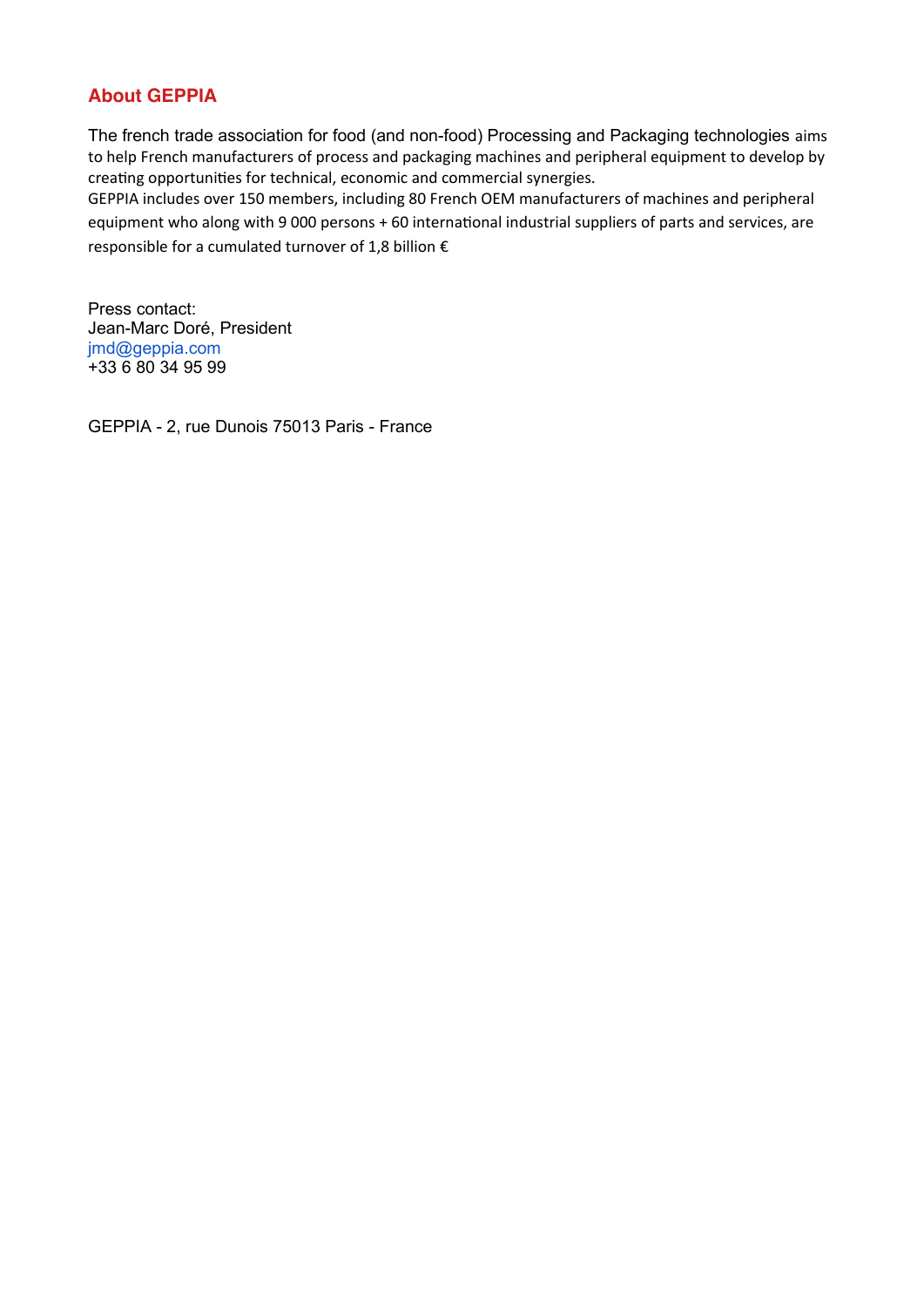## About GEPPIA

The french trade association for food (and non-food) Processing and Packaging technologies aims to help French manufacturers of process and packaging machines and peripheral equipment to develop by creating opportunities for technical, economic and commercial synergies.
GEPPIA includes over 150 members, including 80 French OEM manufacturers of machines and peripheral equipment who along with 9 000 persons + 60 international industrial suppliers of parts and services, are responsible for a cumulated turnover of 1,8 billion €

Press contact:
Jean-Marc Doré, President
jmd@geppia.com
+33 6 80 34 95 99

GEPPIA - 2, rue Dunois 75013 Paris - France